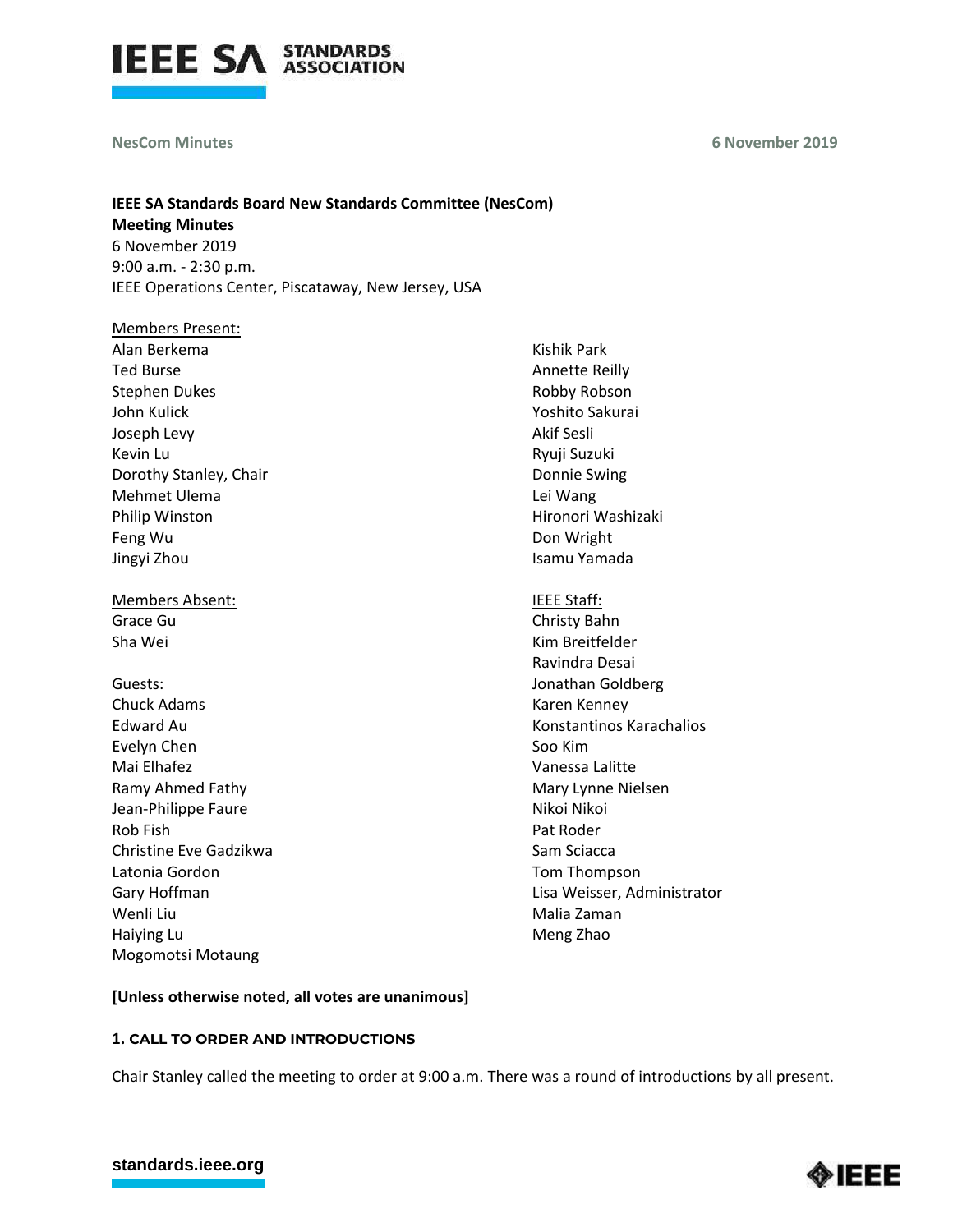**IEEE SA Standards Board New Standards Committee (NesCom)**
**Meeting Minutes**
6 November 2019
9:00 a.m. - 2:30 p.m.
IEEE Operations Center, Piscataway, New Jersey, USA

Members Present:
Alan Berkema
Ted Burse
Stephen Dukes
John Kulick
Joseph Levy
Kevin Lu
Dorothy Stanley, Chair
Mehmet Ulema
Philip Winston
Feng Wu
Jingyi Zhou
Kishik Park
Annette Reilly
Robby Robson
Yoshito Sakurai
Akif Sesli
Ryuji Suzuki
Donnie Swing
Lei Wang
Hironori Washizaki
Don Wright
Isamu Yamada

Members Absent:
Grace Gu
Sha Wei

Guests:
Chuck Adams
Edward Au
Evelyn Chen
Mai Elhafez
Ramy Ahmed Fathy
Jean-Philippe Faure
Rob Fish
Christine Eve Gadzikwa
Latonia Gordon
Gary Hoffman
Wenli Liu
Haiying Lu
Mogomotsi Motaung

IEEE Staff:
Christy Bahn
Kim Breitfelder
Ravindra Desai
Jonathan Goldberg
Karen Kenney
Konstantinos Karachalios
Soo Kim
Vanessa Lalitte
Mary Lynne Nielsen
Nikoi Nikoi
Pat Roder
Sam Sciacca
Tom Thompson
Lisa Weisser, Administrator
Malia Zaman
Meng Zhao

**[Unless otherwise noted, all votes are unanimous]**

### 1. CALL TO ORDER AND INTRODUCTIONS

Chair Stanley called the meeting to order at 9:00 a.m. There was a round of introductions by all present.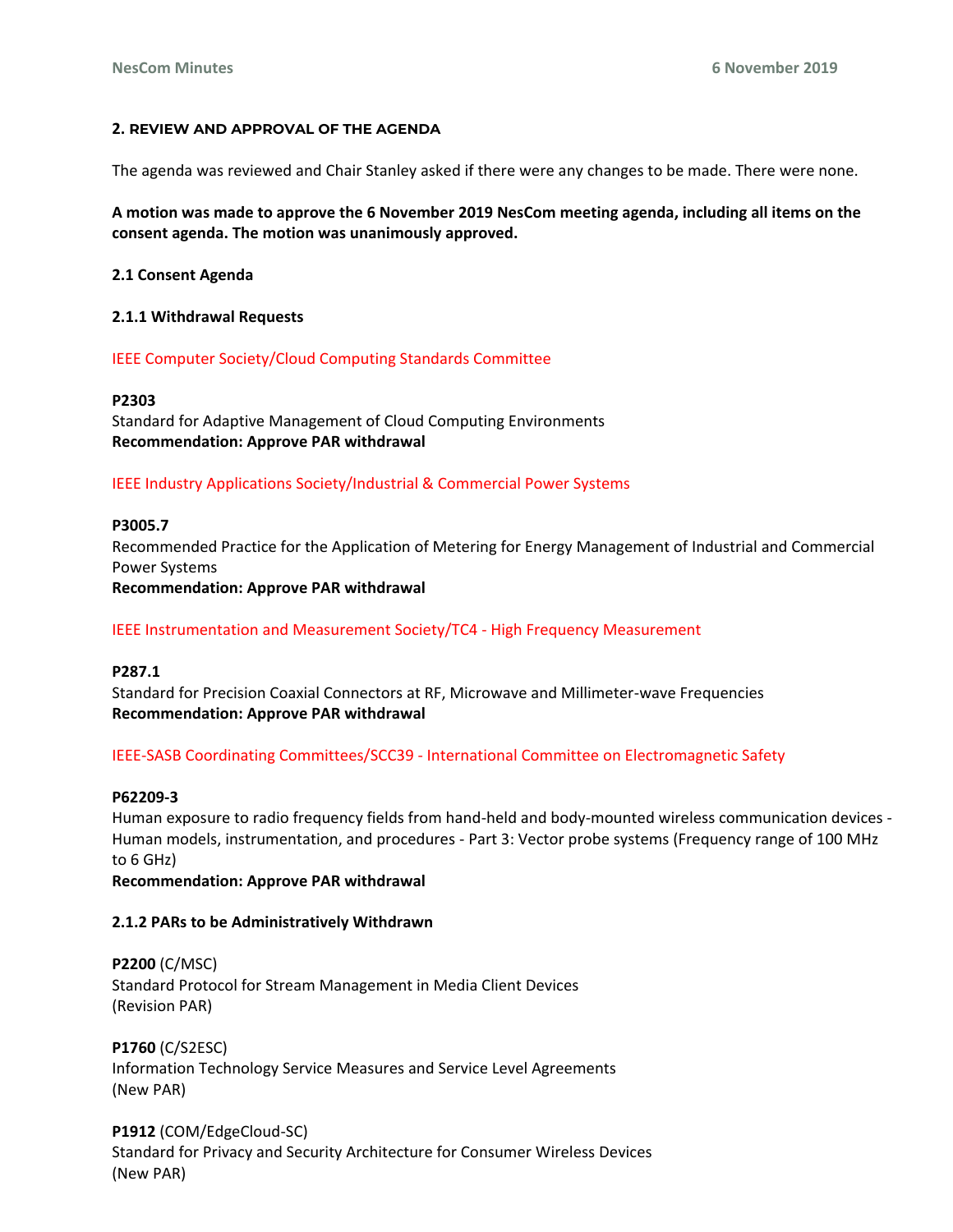### 2. REVIEW AND APPROVAL OF THE AGENDA

The agenda was reviewed and Chair Stanley asked if there were any changes to be made. There were none.

**A motion was made to approve the 6 November 2019 NesCom meeting agenda, including all items on the consent agenda. The motion was unanimously approved.**

#### 2.1 Consent Agenda

##### 2.1.1 Withdrawal Requests

IEEE Computer Society/Cloud Computing Standards Committee

**P2303**
Standard for Adaptive Management of Cloud Computing Environments
**Recommendation: Approve PAR withdrawal**

IEEE Industry Applications Society/Industrial & Commercial Power Systems

**P3005.7**
Recommended Practice for the Application of Metering for Energy Management of Industrial and Commercial Power Systems
**Recommendation: Approve PAR withdrawal**

IEEE Instrumentation and Measurement Society/TC4 - High Frequency Measurement

**P287.1**
Standard for Precision Coaxial Connectors at RF, Microwave and Millimeter-wave Frequencies
**Recommendation: Approve PAR withdrawal**

IEEE-SASB Coordinating Committees/SCC39 - International Committee on Electromagnetic Safety

**P62209-3**
Human exposure to radio frequency fields from hand-held and body-mounted wireless communication devices - Human models, instrumentation, and procedures - Part 3: Vector probe systems (Frequency range of 100 MHz to 6 GHz)
**Recommendation: Approve PAR withdrawal**

##### 2.1.2 PARs to be Administratively Withdrawn

**P2200** (C/MSC)
Standard Protocol for Stream Management in Media Client Devices
(Revision PAR)

**P1760** (C/S2ESC)
Information Technology Service Measures and Service Level Agreements
(New PAR)

**P1912** (COM/EdgeCloud-SC)
Standard for Privacy and Security Architecture for Consumer Wireless Devices
(New PAR)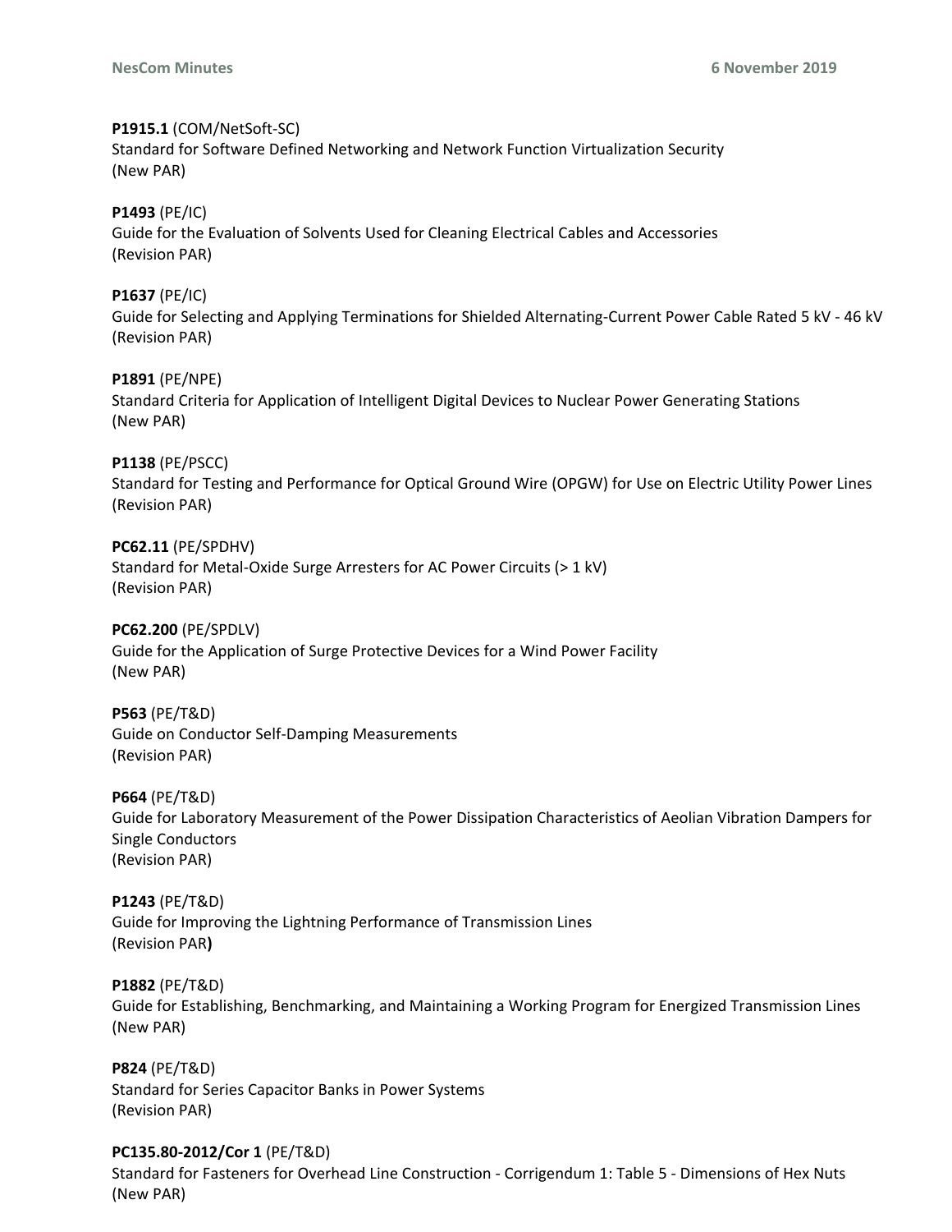**P1915.1** (COM/NetSoft-SC)
Standard for Software Defined Networking and Network Function Virtualization Security
(New PAR)

**P1493** (PE/IC)
Guide for the Evaluation of Solvents Used for Cleaning Electrical Cables and Accessories
(Revision PAR)

**P1637** (PE/IC)
Guide for Selecting and Applying Terminations for Shielded Alternating-Current Power Cable Rated 5 kV - 46 kV
(Revision PAR)

**P1891** (PE/NPE)
Standard Criteria for Application of Intelligent Digital Devices to Nuclear Power Generating Stations
(New PAR)

**P1138** (PE/PSCC)
Standard for Testing and Performance for Optical Ground Wire (OPGW) for Use on Electric Utility Power Lines
(Revision PAR)

**PC62.11** (PE/SPDHV)
Standard for Metal-Oxide Surge Arresters for AC Power Circuits (> 1 kV)
(Revision PAR)

**PC62.200** (PE/SPDLV)
Guide for the Application of Surge Protective Devices for a Wind Power Facility
(New PAR)

**P563** (PE/T&D)
Guide on Conductor Self-Damping Measurements
(Revision PAR)

**P664** (PE/T&D)
Guide for Laboratory Measurement of the Power Dissipation Characteristics of Aeolian Vibration Dampers for Single Conductors
(Revision PAR)

**P1243** (PE/T&D)
Guide for Improving the Lightning Performance of Transmission Lines
(Revision PAR**)**

**P1882** (PE/T&D)
Guide for Establishing, Benchmarking, and Maintaining a Working Program for Energized Transmission Lines
(New PAR)

**P824** (PE/T&D)
Standard for Series Capacitor Banks in Power Systems
(Revision PAR)

**PC135.80-2012/Cor 1** (PE/T&D)
Standard for Fasteners for Overhead Line Construction - Corrigendum 1: Table 5 - Dimensions of Hex Nuts
(New PAR)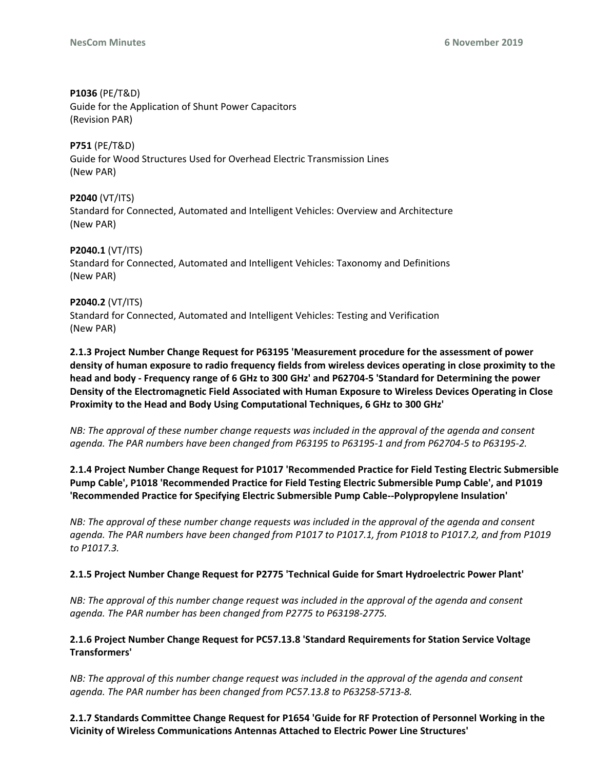**P1036** (PE/T&D)
Guide for the Application of Shunt Power Capacitors
(Revision PAR)

**P751** (PE/T&D)
Guide for Wood Structures Used for Overhead Electric Transmission Lines
(New PAR)

**P2040** (VT/ITS)
Standard for Connected, Automated and Intelligent Vehicles: Overview and Architecture
(New PAR)

**P2040.1** (VT/ITS)
Standard for Connected, Automated and Intelligent Vehicles: Taxonomy and Definitions
(New PAR)

**P2040.2** (VT/ITS)
Standard for Connected, Automated and Intelligent Vehicles: Testing and Verification
(New PAR)

#### 2.1.3 Project Number Change Request for P63195 'Measurement procedure for the assessment of power density of human exposure to radio frequency fields from wireless devices operating in close proximity to the head and body - Frequency range of 6 GHz to 300 GHz' and P62704-5 'Standard for Determining the power Density of the Electromagnetic Field Associated with Human Exposure to Wireless Devices Operating in Close Proximity to the Head and Body Using Computational Techniques, 6 GHz to 300 GHz'

*NB: The approval of these number change requests was included in the approval of the agenda and consent agenda. The PAR numbers have been changed from P63195 to P63195-1 and from P62704-5 to P63195-2.*

#### 2.1.4 Project Number Change Request for P1017 'Recommended Practice for Field Testing Electric Submersible Pump Cable', P1018 'Recommended Practice for Field Testing Electric Submersible Pump Cable', and P1019 'Recommended Practice for Specifying Electric Submersible Pump Cable--Polypropylene Insulation'

*NB: The approval of these number change requests was included in the approval of the agenda and consent agenda. The PAR numbers have been changed from P1017 to P1017.1, from P1018 to P1017.2, and from P1019 to P1017.3.*

#### 2.1.5 Project Number Change Request for P2775 'Technical Guide for Smart Hydroelectric Power Plant'

*NB: The approval of this number change request was included in the approval of the agenda and consent agenda. The PAR number has been changed from P2775 to P63198-2775.*

#### 2.1.6 Project Number Change Request for PC57.13.8 'Standard Requirements for Station Service Voltage Transformers'

*NB: The approval of this number change request was included in the approval of the agenda and consent agenda. The PAR number has been changed from PC57.13.8 to P63258-5713-8.*

#### 2.1.7 Standards Committee Change Request for P1654 'Guide for RF Protection of Personnel Working in the Vicinity of Wireless Communications Antennas Attached to Electric Power Line Structures'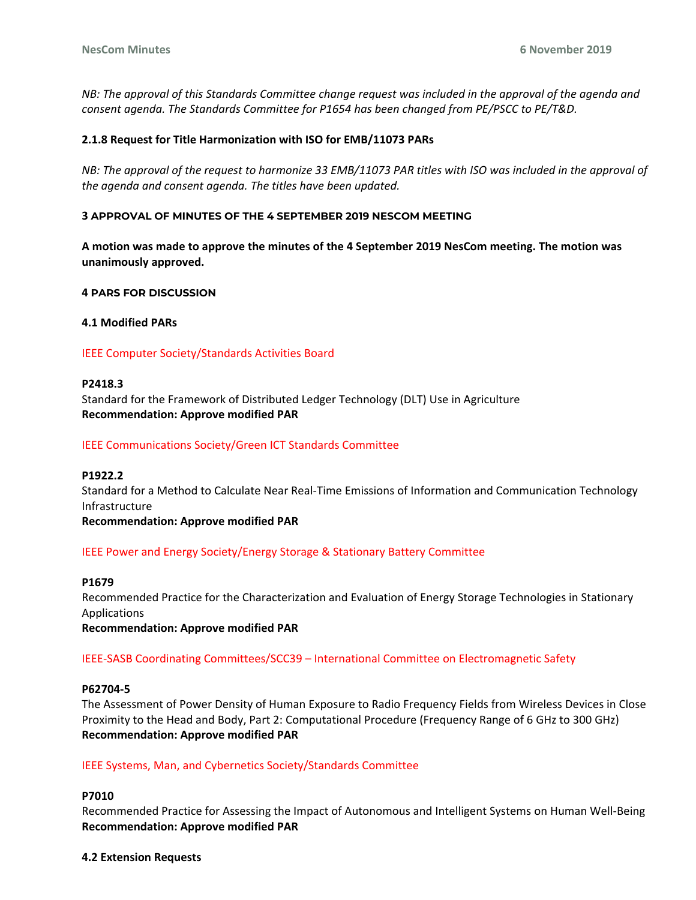*NB: The approval of this Standards Committee change request was included in the approval of the agenda and consent agenda. The Standards Committee for P1654 has been changed from PE/PSCC to PE/T&D.*

### 2.1.8 Request for Title Harmonization with ISO for EMB/11073 PARs

*NB: The approval of the request to harmonize 33 EMB/11073 PAR titles with ISO was included in the approval of the agenda and consent agenda. The titles have been updated.*

## 3 APPROVAL OF MINUTES OF THE 4 SEPTEMBER 2019 NESCOM MEETING

**A motion was made to approve the minutes of the 4 September 2019 NesCom meeting. The motion was unanimously approved.**

## 4 PARS FOR DISCUSSION

### 4.1 Modified PARs

IEEE Computer Society/Standards Activities Board

**P2418.3**
Standard for the Framework of Distributed Ledger Technology (DLT) Use in Agriculture
**Recommendation: Approve modified PAR**

IEEE Communications Society/Green ICT Standards Committee

**P1922.2**
Standard for a Method to Calculate Near Real-Time Emissions of Information and Communication Technology Infrastructure
**Recommendation: Approve modified PAR**

IEEE Power and Energy Society/Energy Storage & Stationary Battery Committee

**P1679**
Recommended Practice for the Characterization and Evaluation of Energy Storage Technologies in Stationary Applications
**Recommendation: Approve modified PAR**

IEEE-SASB Coordinating Committees/SCC39 – International Committee on Electromagnetic Safety

**P62704-5**
The Assessment of Power Density of Human Exposure to Radio Frequency Fields from Wireless Devices in Close Proximity to the Head and Body, Part 2: Computational Procedure (Frequency Range of 6 GHz to 300 GHz)
**Recommendation: Approve modified PAR**

IEEE Systems, Man, and Cybernetics Society/Standards Committee

**P7010**
Recommended Practice for Assessing the Impact of Autonomous and Intelligent Systems on Human Well-Being
**Recommendation: Approve modified PAR**

### 4.2 Extension Requests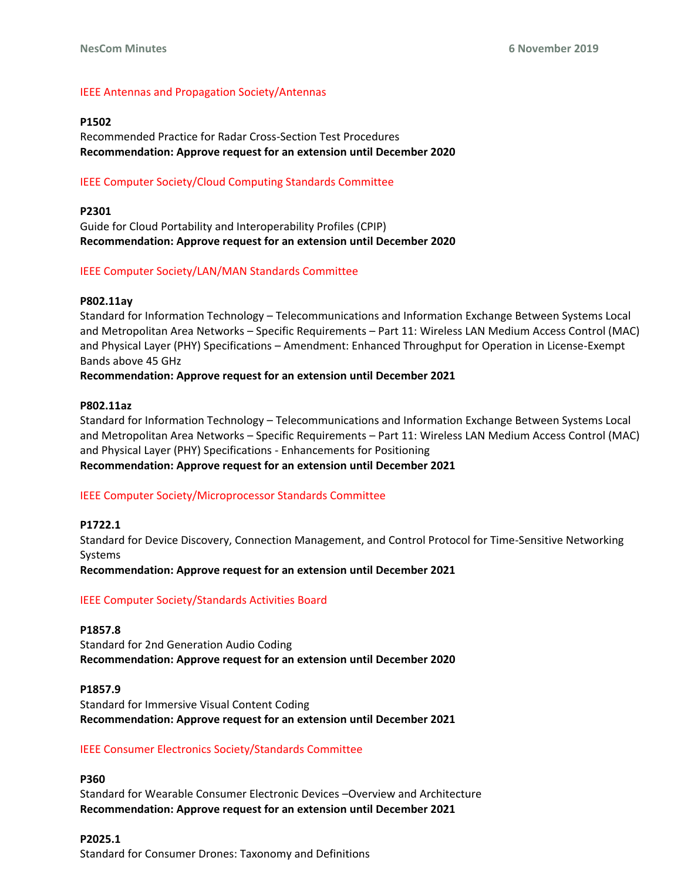## IEEE Antennas and Propagation Society/Antennas

**P1502**
Recommended Practice for Radar Cross-Section Test Procedures
**Recommendation: Approve request for an extension until December 2020**

## IEEE Computer Society/Cloud Computing Standards Committee

**P2301**
Guide for Cloud Portability and Interoperability Profiles (CPIP)
**Recommendation: Approve request for an extension until December 2020**

## IEEE Computer Society/LAN/MAN Standards Committee

**P802.11ay**
Standard for Information Technology – Telecommunications and Information Exchange Between Systems Local and Metropolitan Area Networks – Specific Requirements – Part 11: Wireless LAN Medium Access Control (MAC) and Physical Layer (PHY) Specifications – Amendment: Enhanced Throughput for Operation in License-Exempt Bands above 45 GHz
**Recommendation: Approve request for an extension until December 2021**

**P802.11az**
Standard for Information Technology – Telecommunications and Information Exchange Between Systems Local and Metropolitan Area Networks – Specific Requirements – Part 11: Wireless LAN Medium Access Control (MAC) and Physical Layer (PHY) Specifications - Enhancements for Positioning
**Recommendation: Approve request for an extension until December 2021**

## IEEE Computer Society/Microprocessor Standards Committee

**P1722.1**
Standard for Device Discovery, Connection Management, and Control Protocol for Time-Sensitive Networking Systems
**Recommendation: Approve request for an extension until December 2021**

## IEEE Computer Society/Standards Activities Board

**P1857.8**
Standard for 2nd Generation Audio Coding
**Recommendation: Approve request for an extension until December 2020**

**P1857.9**
Standard for Immersive Visual Content Coding
**Recommendation: Approve request for an extension until December 2021**

## IEEE Consumer Electronics Society/Standards Committee

**P360**
Standard for Wearable Consumer Electronic Devices –Overview and Architecture
**Recommendation: Approve request for an extension until December 2021**

**P2025.1**
Standard for Consumer Drones: Taxonomy and Definitions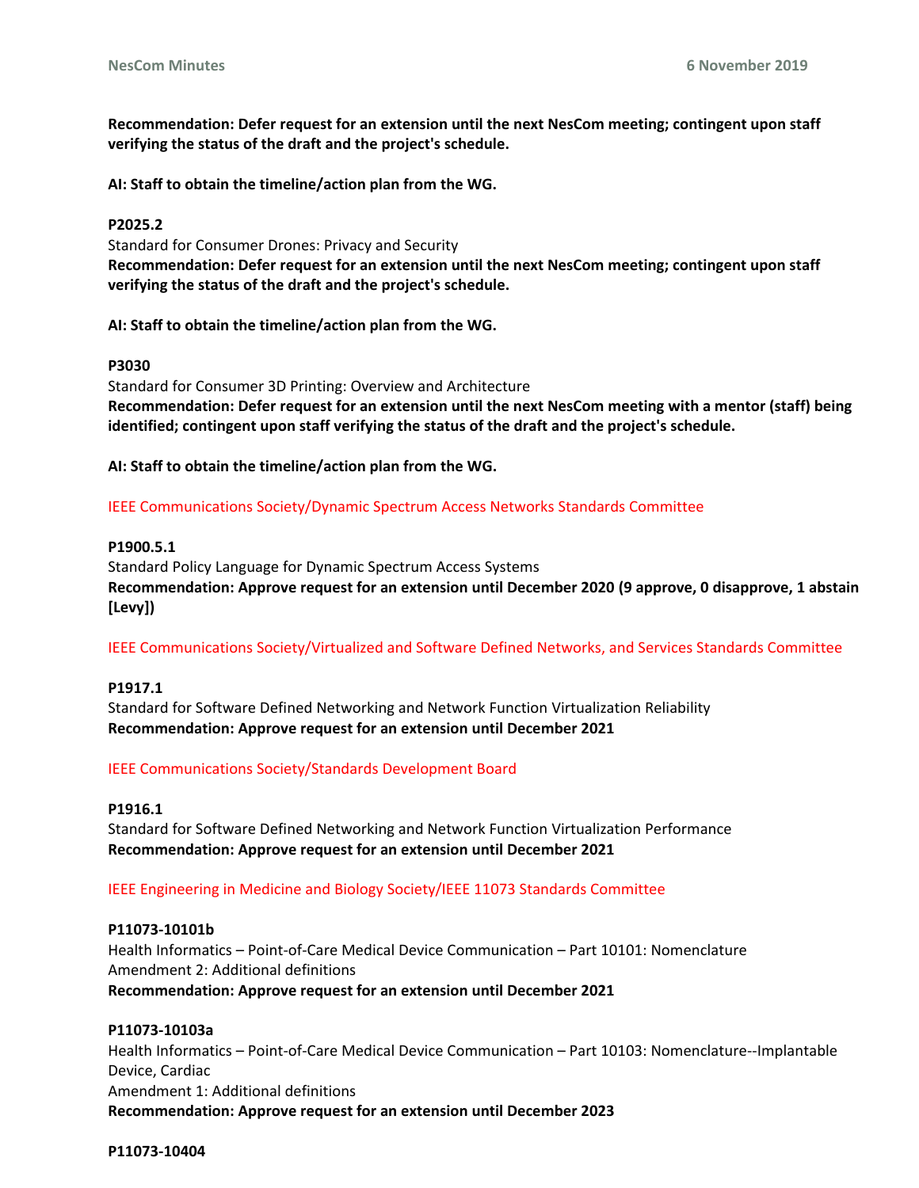**Recommendation: Defer request for an extension until the next NesCom meeting; contingent upon staff verifying the status of the draft and the project's schedule.**

**AI: Staff to obtain the timeline/action plan from the WG.**

**P2025.2**
Standard for Consumer Drones: Privacy and Security
**Recommendation: Defer request for an extension until the next NesCom meeting; contingent upon staff verifying the status of the draft and the project's schedule.**

**AI: Staff to obtain the timeline/action plan from the WG.**

**P3030**
Standard for Consumer 3D Printing: Overview and Architecture
**Recommendation: Defer request for an extension until the next NesCom meeting with a mentor (staff) being identified; contingent upon staff verifying the status of the draft and the project's schedule.**

**AI: Staff to obtain the timeline/action plan from the WG.**

IEEE Communications Society/Dynamic Spectrum Access Networks Standards Committee

**P1900.5.1**
Standard Policy Language for Dynamic Spectrum Access Systems
**Recommendation: Approve request for an extension until December 2020 (9 approve, 0 disapprove, 1 abstain [Levy])**

IEEE Communications Society/Virtualized and Software Defined Networks, and Services Standards Committee

**P1917.1**
Standard for Software Defined Networking and Network Function Virtualization Reliability
**Recommendation: Approve request for an extension until December 2021**

IEEE Communications Society/Standards Development Board

**P1916.1**
Standard for Software Defined Networking and Network Function Virtualization Performance
**Recommendation: Approve request for an extension until December 2021**

IEEE Engineering in Medicine and Biology Society/IEEE 11073 Standards Committee

**P11073-10101b**
Health Informatics – Point-of-Care Medical Device Communication – Part 10101: Nomenclature Amendment 2: Additional definitions
**Recommendation: Approve request for an extension until December 2021**

**P11073-10103a**
Health Informatics – Point-of-Care Medical Device Communication – Part 10103: Nomenclature--Implantable Device, Cardiac
Amendment 1: Additional definitions
**Recommendation: Approve request for an extension until December 2023**

**P11073-10404**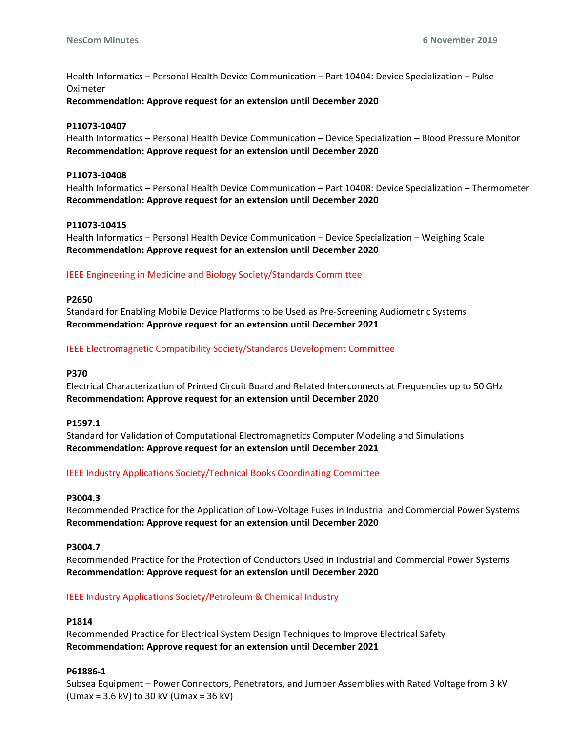Health Informatics – Personal Health Device Communication – Part 10404: Device Specialization – Pulse Oximeter
**Recommendation: Approve request for an extension until December 2020**

**P11073-10407**
Health Informatics – Personal Health Device Communication – Device Specialization – Blood Pressure Monitor
**Recommendation: Approve request for an extension until December 2020**

**P11073-10408**
Health Informatics – Personal Health Device Communication – Part 10408: Device Specialization – Thermometer
**Recommendation: Approve request for an extension until December 2020**

**P11073-10415**
Health Informatics – Personal Health Device Communication – Device Specialization – Weighing Scale
**Recommendation: Approve request for an extension until December 2020**

IEEE Engineering in Medicine and Biology Society/Standards Committee

**P2650**
Standard for Enabling Mobile Device Platforms to be Used as Pre-Screening Audiometric Systems
**Recommendation: Approve request for an extension until December 2021**

IEEE Electromagnetic Compatibility Society/Standards Development Committee

**P370**
Electrical Characterization of Printed Circuit Board and Related Interconnects at Frequencies up to 50 GHz
**Recommendation: Approve request for an extension until December 2020**

**P1597.1**
Standard for Validation of Computational Electromagnetics Computer Modeling and Simulations
**Recommendation: Approve request for an extension until December 2021**

IEEE Industry Applications Society/Technical Books Coordinating Committee

**P3004.3**
Recommended Practice for the Application of Low-Voltage Fuses in Industrial and Commercial Power Systems
**Recommendation: Approve request for an extension until December 2020**

**P3004.7**
Recommended Practice for the Protection of Conductors Used in Industrial and Commercial Power Systems
**Recommendation: Approve request for an extension until December 2020**

IEEE Industry Applications Society/Petroleum & Chemical Industry

**P1814**
Recommended Practice for Electrical System Design Techniques to Improve Electrical Safety
**Recommendation: Approve request for an extension until December 2021**

**P61886-1**
Subsea Equipment – Power Connectors, Penetrators, and Jumper Assemblies with Rated Voltage from 3 kV (Umax = 3.6 kV) to 30 kV (Umax = 36 kV)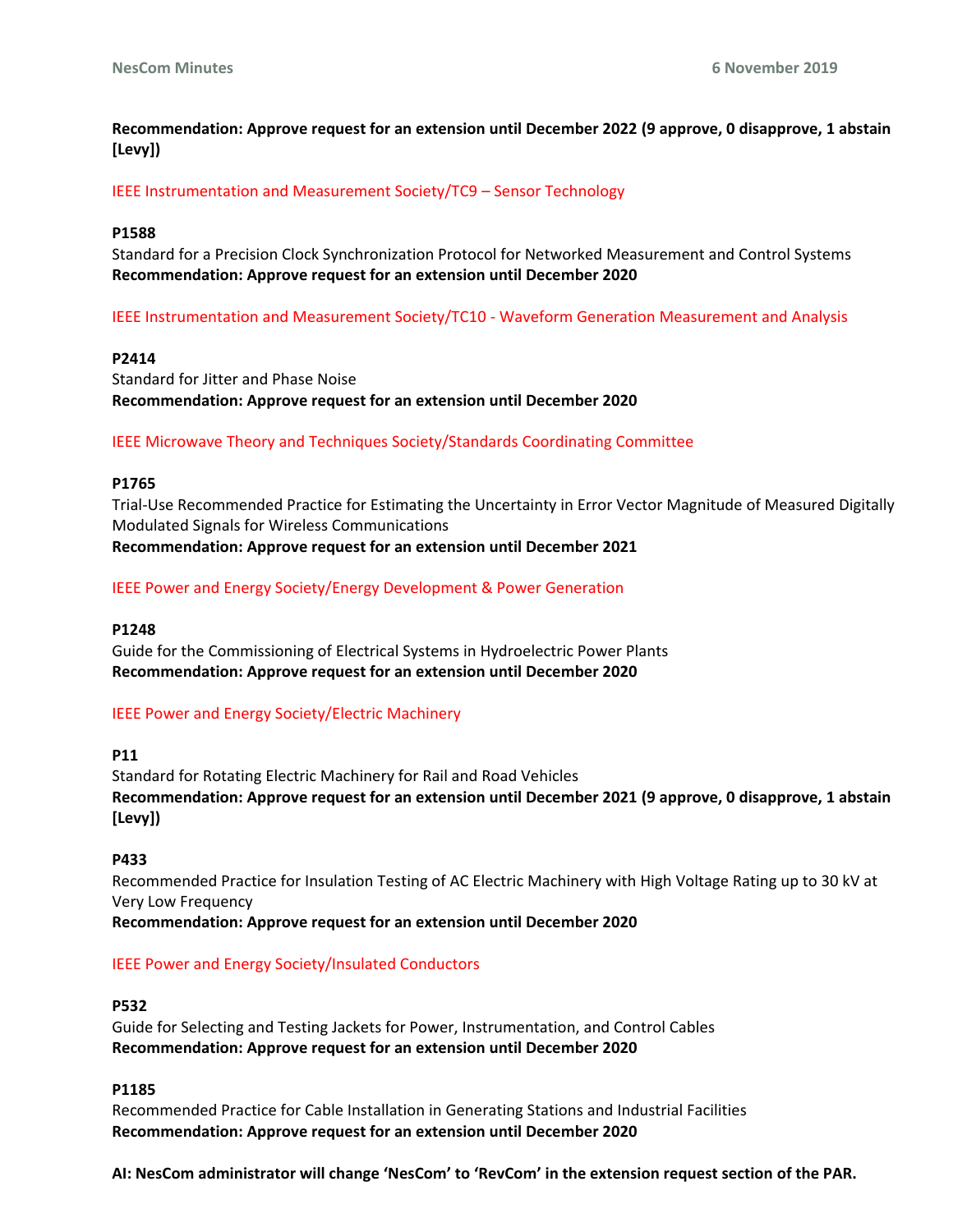**Recommendation: Approve request for an extension until December 2022 (9 approve, 0 disapprove, 1 abstain [Levy])**

IEEE Instrumentation and Measurement Society/TC9 – Sensor Technology

**P1588**
Standard for a Precision Clock Synchronization Protocol for Networked Measurement and Control Systems
**Recommendation: Approve request for an extension until December 2020**

IEEE Instrumentation and Measurement Society/TC10 - Waveform Generation Measurement and Analysis

**P2414**
Standard for Jitter and Phase Noise
**Recommendation: Approve request for an extension until December 2020**

IEEE Microwave Theory and Techniques Society/Standards Coordinating Committee

**P1765**
Trial-Use Recommended Practice for Estimating the Uncertainty in Error Vector Magnitude of Measured Digitally Modulated Signals for Wireless Communications
**Recommendation: Approve request for an extension until December 2021**

IEEE Power and Energy Society/Energy Development & Power Generation

**P1248**
Guide for the Commissioning of Electrical Systems in Hydroelectric Power Plants
**Recommendation: Approve request for an extension until December 2020**

IEEE Power and Energy Society/Electric Machinery

**P11**
Standard for Rotating Electric Machinery for Rail and Road Vehicles
**Recommendation: Approve request for an extension until December 2021 (9 approve, 0 disapprove, 1 abstain [Levy])**

**P433**
Recommended Practice for Insulation Testing of AC Electric Machinery with High Voltage Rating up to 30 kV at Very Low Frequency
**Recommendation: Approve request for an extension until December 2020**

IEEE Power and Energy Society/Insulated Conductors

**P532**
Guide for Selecting and Testing Jackets for Power, Instrumentation, and Control Cables
**Recommendation: Approve request for an extension until December 2020**

**P1185**
Recommended Practice for Cable Installation in Generating Stations and Industrial Facilities
**Recommendation: Approve request for an extension until December 2020**

**AI: NesCom administrator will change 'NesCom' to 'RevCom' in the extension request section of the PAR.**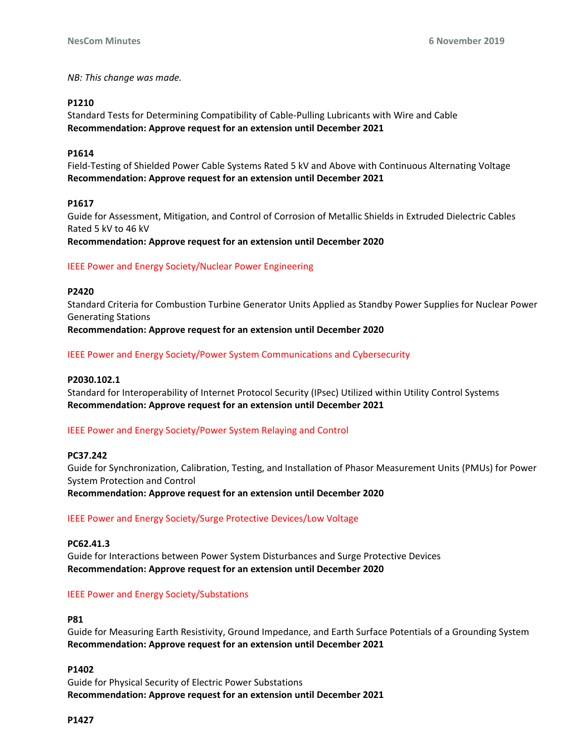*NB: This change was made.*

**P1210**
Standard Tests for Determining Compatibility of Cable-Pulling Lubricants with Wire and Cable
**Recommendation: Approve request for an extension until December 2021**

**P1614**
Field-Testing of Shielded Power Cable Systems Rated 5 kV and Above with Continuous Alternating Voltage
**Recommendation: Approve request for an extension until December 2021**

**P1617**
Guide for Assessment, Mitigation, and Control of Corrosion of Metallic Shields in Extruded Dielectric Cables Rated 5 kV to 46 kV
**Recommendation: Approve request for an extension until December 2020**

IEEE Power and Energy Society/Nuclear Power Engineering

**P2420**
Standard Criteria for Combustion Turbine Generator Units Applied as Standby Power Supplies for Nuclear Power Generating Stations
**Recommendation: Approve request for an extension until December 2020**

IEEE Power and Energy Society/Power System Communications and Cybersecurity

**P2030.102.1**
Standard for Interoperability of Internet Protocol Security (IPsec) Utilized within Utility Control Systems
**Recommendation: Approve request for an extension until December 2021**

IEEE Power and Energy Society/Power System Relaying and Control

**PC37.242**
Guide for Synchronization, Calibration, Testing, and Installation of Phasor Measurement Units (PMUs) for Power System Protection and Control
**Recommendation: Approve request for an extension until December 2020**

IEEE Power and Energy Society/Surge Protective Devices/Low Voltage

**PC62.41.3**
Guide for Interactions between Power System Disturbances and Surge Protective Devices
**Recommendation: Approve request for an extension until December 2020**

IEEE Power and Energy Society/Substations

**P81**
Guide for Measuring Earth Resistivity, Ground Impedance, and Earth Surface Potentials of a Grounding System
**Recommendation: Approve request for an extension until December 2021**

**P1402**
Guide for Physical Security of Electric Power Substations
**Recommendation: Approve request for an extension until December 2021**

**P1427**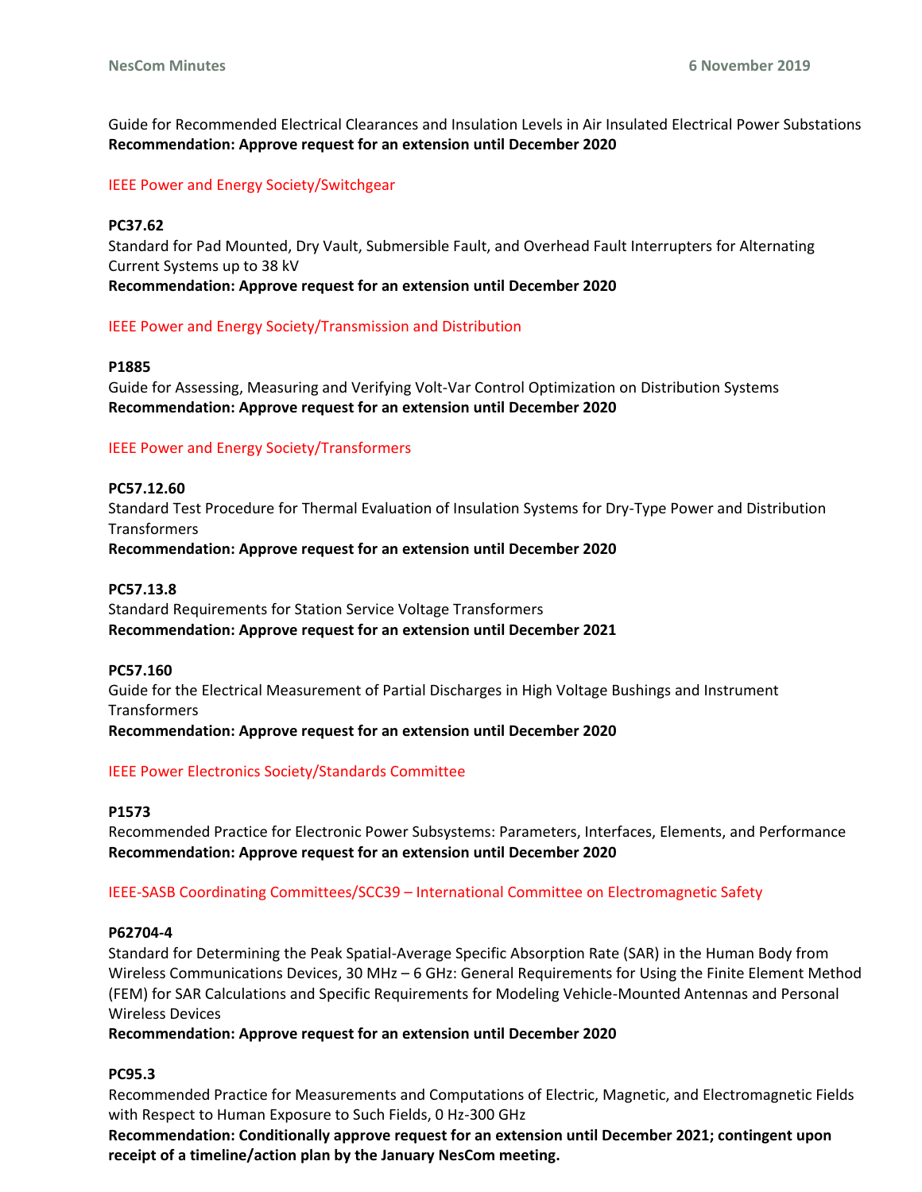Guide for Recommended Electrical Clearances and Insulation Levels in Air Insulated Electrical Power Substations
**Recommendation: Approve request for an extension until December 2020**

### IEEE Power and Energy Society/Switchgear

**PC37.62**
Standard for Pad Mounted, Dry Vault, Submersible Fault, and Overhead Fault Interrupters for Alternating Current Systems up to 38 kV
**Recommendation: Approve request for an extension until December 2020**

### IEEE Power and Energy Society/Transmission and Distribution

**P1885**
Guide for Assessing, Measuring and Verifying Volt-Var Control Optimization on Distribution Systems
**Recommendation: Approve request for an extension until December 2020**

### IEEE Power and Energy Society/Transformers

**PC57.12.60**
Standard Test Procedure for Thermal Evaluation of Insulation Systems for Dry-Type Power and Distribution Transformers
**Recommendation: Approve request for an extension until December 2020**

**PC57.13.8**
Standard Requirements for Station Service Voltage Transformers
**Recommendation: Approve request for an extension until December 2021**

**PC57.160**
Guide for the Electrical Measurement of Partial Discharges in High Voltage Bushings and Instrument Transformers
**Recommendation: Approve request for an extension until December 2020**

### IEEE Power Electronics Society/Standards Committee

**P1573**
Recommended Practice for Electronic Power Subsystems: Parameters, Interfaces, Elements, and Performance
**Recommendation: Approve request for an extension until December 2020**

### IEEE-SASB Coordinating Committees/SCC39 – International Committee on Electromagnetic Safety

**P62704-4**
Standard for Determining the Peak Spatial-Average Specific Absorption Rate (SAR) in the Human Body from Wireless Communications Devices, 30 MHz – 6 GHz: General Requirements for Using the Finite Element Method (FEM) for SAR Calculations and Specific Requirements for Modeling Vehicle-Mounted Antennas and Personal Wireless Devices
**Recommendation: Approve request for an extension until December 2020**

**PC95.3**
Recommended Practice for Measurements and Computations of Electric, Magnetic, and Electromagnetic Fields with Respect to Human Exposure to Such Fields, 0 Hz-300 GHz
**Recommendation: Conditionally approve request for an extension until December 2021; contingent upon receipt of a timeline/action plan by the January NesCom meeting.**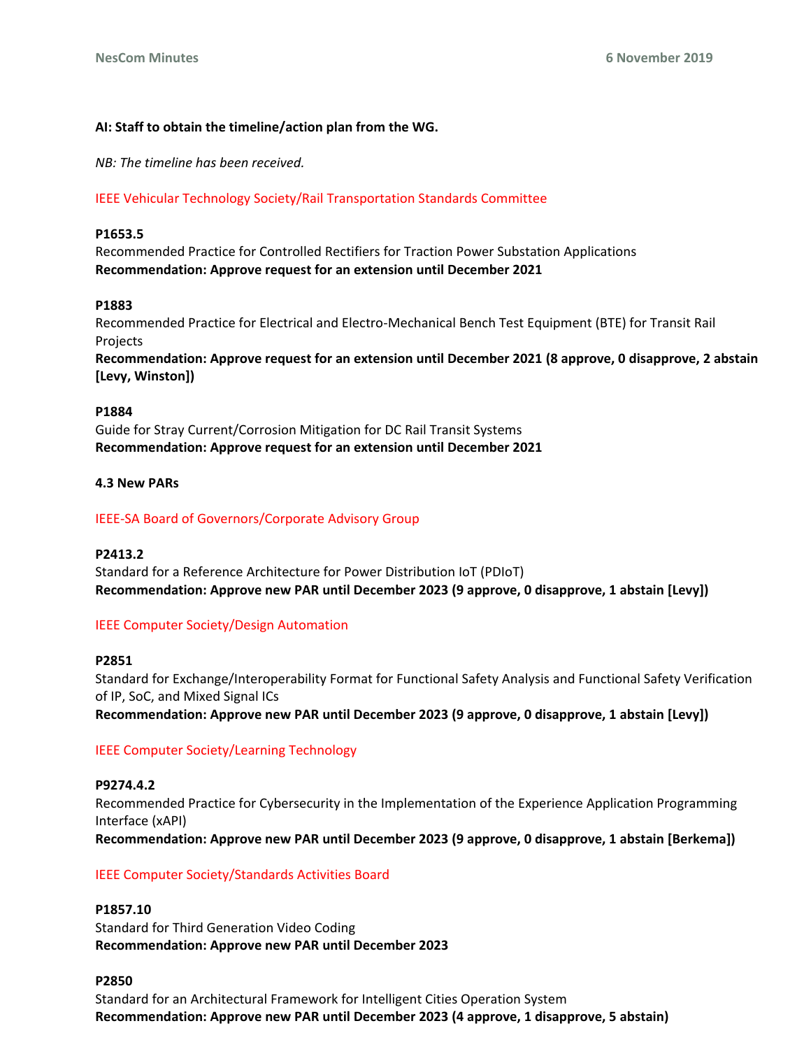**AI: Staff to obtain the timeline/action plan from the WG.**

*NB: The timeline has been received.*

IEEE Vehicular Technology Society/Rail Transportation Standards Committee

**P1653.5**
Recommended Practice for Controlled Rectifiers for Traction Power Substation Applications
**Recommendation: Approve request for an extension until December 2021**

**P1883**
Recommended Practice for Electrical and Electro-Mechanical Bench Test Equipment (BTE) for Transit Rail Projects
**Recommendation: Approve request for an extension until December 2021 (8 approve, 0 disapprove, 2 abstain [Levy, Winston])**

**P1884**
Guide for Stray Current/Corrosion Mitigation for DC Rail Transit Systems
**Recommendation: Approve request for an extension until December 2021**

**4.3 New PARs**

IEEE-SA Board of Governors/Corporate Advisory Group

**P2413.2**
Standard for a Reference Architecture for Power Distribution IoT (PDIoT)
**Recommendation: Approve new PAR until December 2023 (9 approve, 0 disapprove, 1 abstain [Levy])**

IEEE Computer Society/Design Automation

**P2851**
Standard for Exchange/Interoperability Format for Functional Safety Analysis and Functional Safety Verification of IP, SoC, and Mixed Signal ICs
**Recommendation: Approve new PAR until December 2023 (9 approve, 0 disapprove, 1 abstain [Levy])**

IEEE Computer Society/Learning Technology

**P9274.4.2**
Recommended Practice for Cybersecurity in the Implementation of the Experience Application Programming Interface (xAPI)
**Recommendation: Approve new PAR until December 2023 (9 approve, 0 disapprove, 1 abstain [Berkema])**

IEEE Computer Society/Standards Activities Board

**P1857.10**
Standard for Third Generation Video Coding
**Recommendation: Approve new PAR until December 2023**

**P2850**
Standard for an Architectural Framework for Intelligent Cities Operation System
**Recommendation: Approve new PAR until December 2023 (4 approve, 1 disapprove, 5 abstain)**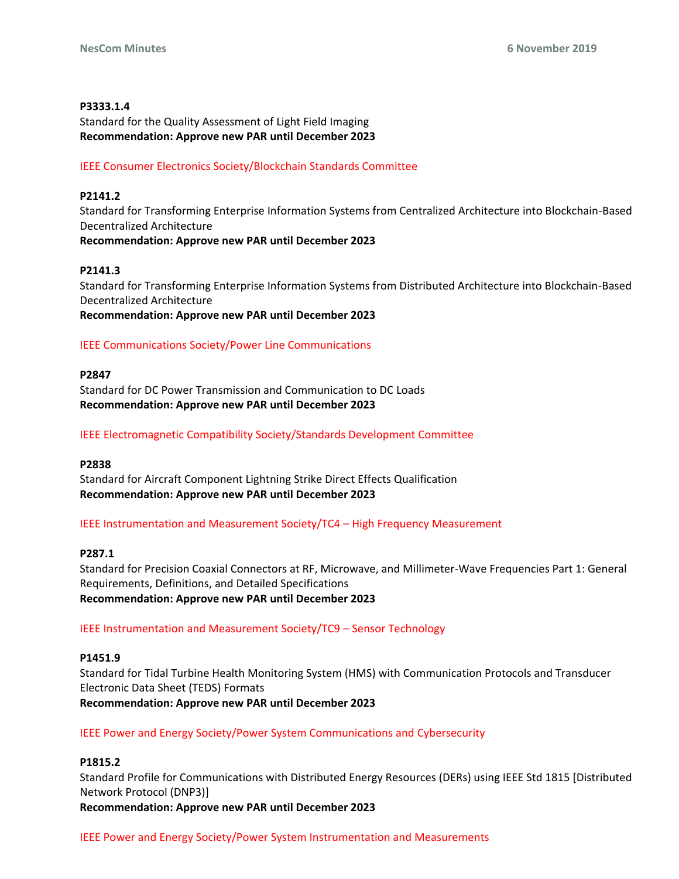**P3333.1.4**
Standard for the Quality Assessment of Light Field Imaging
**Recommendation: Approve new PAR until December 2023**

IEEE Consumer Electronics Society/Blockchain Standards Committee

**P2141.2**
Standard for Transforming Enterprise Information Systems from Centralized Architecture into Blockchain-Based Decentralized Architecture
**Recommendation: Approve new PAR until December 2023**

**P2141.3**
Standard for Transforming Enterprise Information Systems from Distributed Architecture into Blockchain-Based Decentralized Architecture
**Recommendation: Approve new PAR until December 2023**

IEEE Communications Society/Power Line Communications

**P2847**
Standard for DC Power Transmission and Communication to DC Loads
**Recommendation: Approve new PAR until December 2023**

IEEE Electromagnetic Compatibility Society/Standards Development Committee

**P2838**
Standard for Aircraft Component Lightning Strike Direct Effects Qualification
**Recommendation: Approve new PAR until December 2023**

IEEE Instrumentation and Measurement Society/TC4 – High Frequency Measurement

**P287.1**
Standard for Precision Coaxial Connectors at RF, Microwave, and Millimeter-Wave Frequencies Part 1: General Requirements, Definitions, and Detailed Specifications
**Recommendation: Approve new PAR until December 2023**

IEEE Instrumentation and Measurement Society/TC9 – Sensor Technology

**P1451.9**
Standard for Tidal Turbine Health Monitoring System (HMS) with Communication Protocols and Transducer Electronic Data Sheet (TEDS) Formats
**Recommendation: Approve new PAR until December 2023**

IEEE Power and Energy Society/Power System Communications and Cybersecurity

**P1815.2**
Standard Profile for Communications with Distributed Energy Resources (DERs) using IEEE Std 1815 [Distributed Network Protocol (DNP3)]
**Recommendation: Approve new PAR until December 2023**

IEEE Power and Energy Society/Power System Instrumentation and Measurements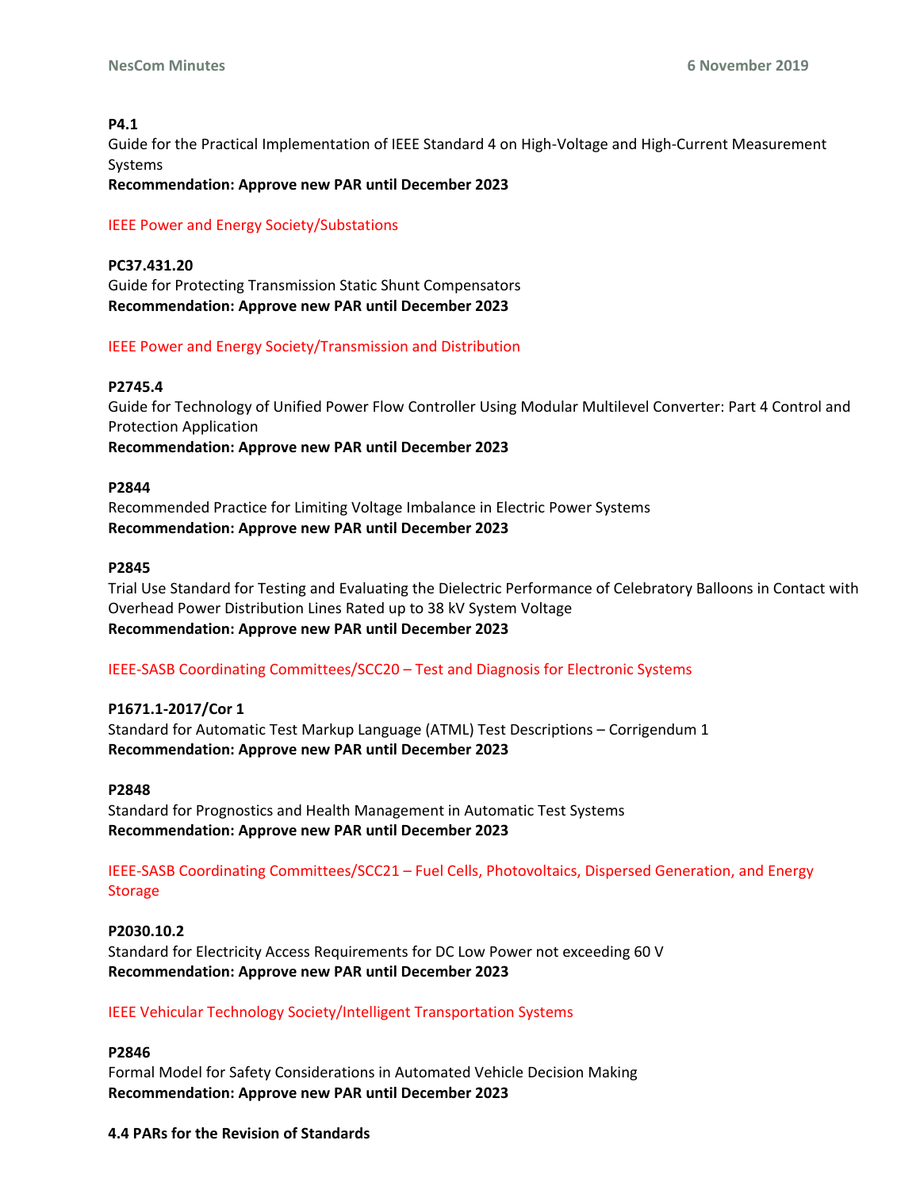**P4.1**
Guide for the Practical Implementation of IEEE Standard 4 on High-Voltage and High-Current Measurement Systems
**Recommendation: Approve new PAR until December 2023**

IEEE Power and Energy Society/Substations

**PC37.431.20**
Guide for Protecting Transmission Static Shunt Compensators
**Recommendation: Approve new PAR until December 2023**

IEEE Power and Energy Society/Transmission and Distribution

**P2745.4**
Guide for Technology of Unified Power Flow Controller Using Modular Multilevel Converter: Part 4 Control and Protection Application
**Recommendation: Approve new PAR until December 2023**

**P2844**
Recommended Practice for Limiting Voltage Imbalance in Electric Power Systems
**Recommendation: Approve new PAR until December 2023**

**P2845**
Trial Use Standard for Testing and Evaluating the Dielectric Performance of Celebratory Balloons in Contact with Overhead Power Distribution Lines Rated up to 38 kV System Voltage
**Recommendation: Approve new PAR until December 2023**

IEEE-SASB Coordinating Committees/SCC20 – Test and Diagnosis for Electronic Systems

**P1671.1-2017/Cor 1**
Standard for Automatic Test Markup Language (ATML) Test Descriptions – Corrigendum 1
**Recommendation: Approve new PAR until December 2023**

**P2848**
Standard for Prognostics and Health Management in Automatic Test Systems
**Recommendation: Approve new PAR until December 2023**

IEEE-SASB Coordinating Committees/SCC21 – Fuel Cells, Photovoltaics, Dispersed Generation, and Energy Storage

**P2030.10.2**
Standard for Electricity Access Requirements for DC Low Power not exceeding 60 V
**Recommendation: Approve new PAR until December 2023**

IEEE Vehicular Technology Society/Intelligent Transportation Systems

**P2846**
Formal Model for Safety Considerations in Automated Vehicle Decision Making
**Recommendation: Approve new PAR until December 2023**

**4.4 PARs for the Revision of Standards**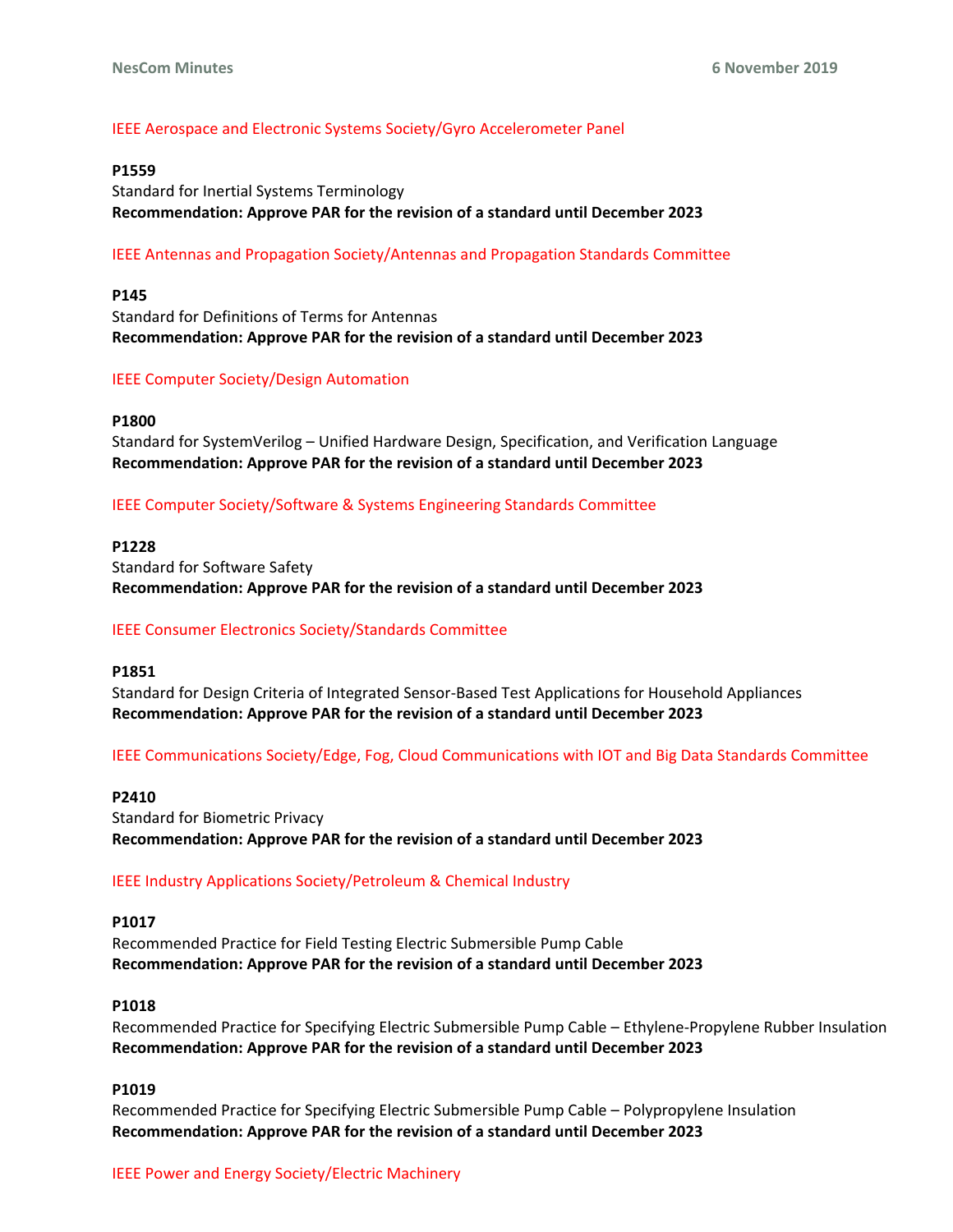IEEE Aerospace and Electronic Systems Society/Gyro Accelerometer Panel

**P1559**
Standard for Inertial Systems Terminology
**Recommendation: Approve PAR for the revision of a standard until December 2023**

IEEE Antennas and Propagation Society/Antennas and Propagation Standards Committee

**P145**
Standard for Definitions of Terms for Antennas
**Recommendation: Approve PAR for the revision of a standard until December 2023**

IEEE Computer Society/Design Automation

**P1800**
Standard for SystemVerilog – Unified Hardware Design, Specification, and Verification Language
**Recommendation: Approve PAR for the revision of a standard until December 2023**

IEEE Computer Society/Software & Systems Engineering Standards Committee

**P1228**
Standard for Software Safety
**Recommendation: Approve PAR for the revision of a standard until December 2023**

IEEE Consumer Electronics Society/Standards Committee

**P1851**
Standard for Design Criteria of Integrated Sensor-Based Test Applications for Household Appliances
**Recommendation: Approve PAR for the revision of a standard until December 2023**

IEEE Communications Society/Edge, Fog, Cloud Communications with IOT and Big Data Standards Committee

**P2410**
Standard for Biometric Privacy
**Recommendation: Approve PAR for the revision of a standard until December 2023**

IEEE Industry Applications Society/Petroleum & Chemical Industry

**P1017**
Recommended Practice for Field Testing Electric Submersible Pump Cable
**Recommendation: Approve PAR for the revision of a standard until December 2023**

**P1018**
Recommended Practice for Specifying Electric Submersible Pump Cable – Ethylene-Propylene Rubber Insulation
**Recommendation: Approve PAR for the revision of a standard until December 2023**

**P1019**
Recommended Practice for Specifying Electric Submersible Pump Cable – Polypropylene Insulation
**Recommendation: Approve PAR for the revision of a standard until December 2023**

IEEE Power and Energy Society/Electric Machinery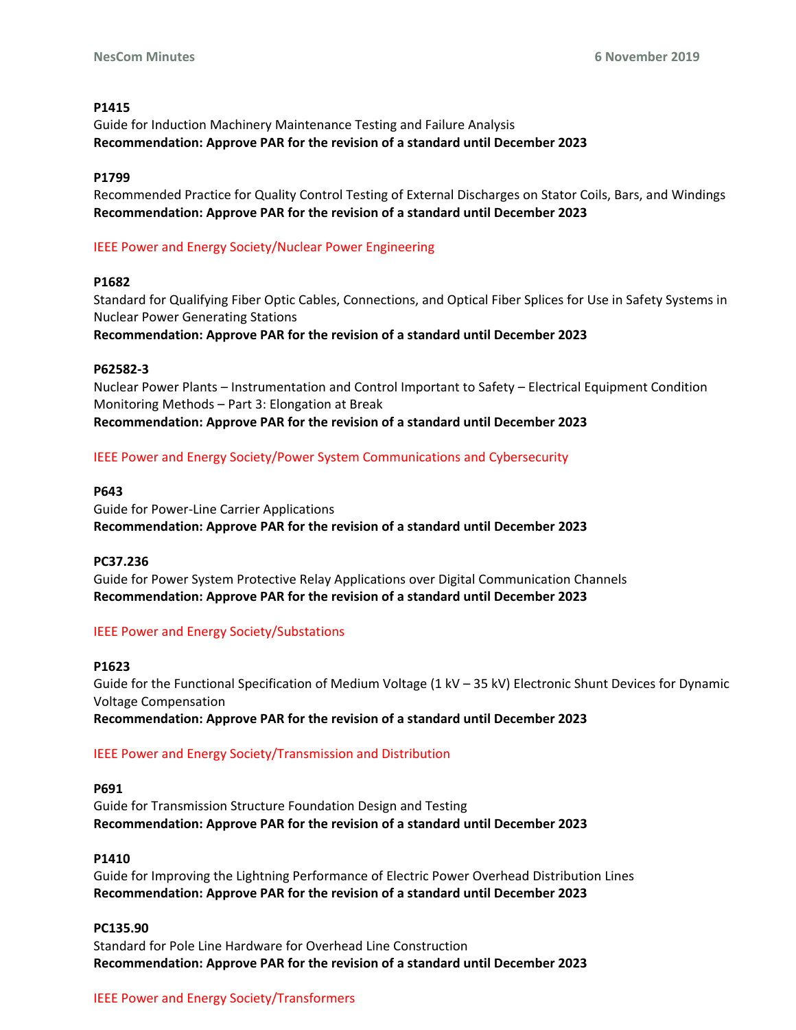**P1415**
Guide for Induction Machinery Maintenance Testing and Failure Analysis
**Recommendation: Approve PAR for the revision of a standard until December 2023**

**P1799**
Recommended Practice for Quality Control Testing of External Discharges on Stator Coils, Bars, and Windings
**Recommendation: Approve PAR for the revision of a standard until December 2023**

IEEE Power and Energy Society/Nuclear Power Engineering

**P1682**
Standard for Qualifying Fiber Optic Cables, Connections, and Optical Fiber Splices for Use in Safety Systems in Nuclear Power Generating Stations
**Recommendation: Approve PAR for the revision of a standard until December 2023**

**P62582-3**
Nuclear Power Plants – Instrumentation and Control Important to Safety – Electrical Equipment Condition Monitoring Methods – Part 3: Elongation at Break
**Recommendation: Approve PAR for the revision of a standard until December 2023**

IEEE Power and Energy Society/Power System Communications and Cybersecurity

**P643**
Guide for Power-Line Carrier Applications
**Recommendation: Approve PAR for the revision of a standard until December 2023**

**PC37.236**
Guide for Power System Protective Relay Applications over Digital Communication Channels
**Recommendation: Approve PAR for the revision of a standard until December 2023**

IEEE Power and Energy Society/Substations

**P1623**
Guide for the Functional Specification of Medium Voltage (1 kV – 35 kV) Electronic Shunt Devices for Dynamic Voltage Compensation
**Recommendation: Approve PAR for the revision of a standard until December 2023**

IEEE Power and Energy Society/Transmission and Distribution

**P691**
Guide for Transmission Structure Foundation Design and Testing
**Recommendation: Approve PAR for the revision of a standard until December 2023**

**P1410**
Guide for Improving the Lightning Performance of Electric Power Overhead Distribution Lines
**Recommendation: Approve PAR for the revision of a standard until December 2023**

**PC135.90**
Standard for Pole Line Hardware for Overhead Line Construction
**Recommendation: Approve PAR for the revision of a standard until December 2023**

IEEE Power and Energy Society/Transformers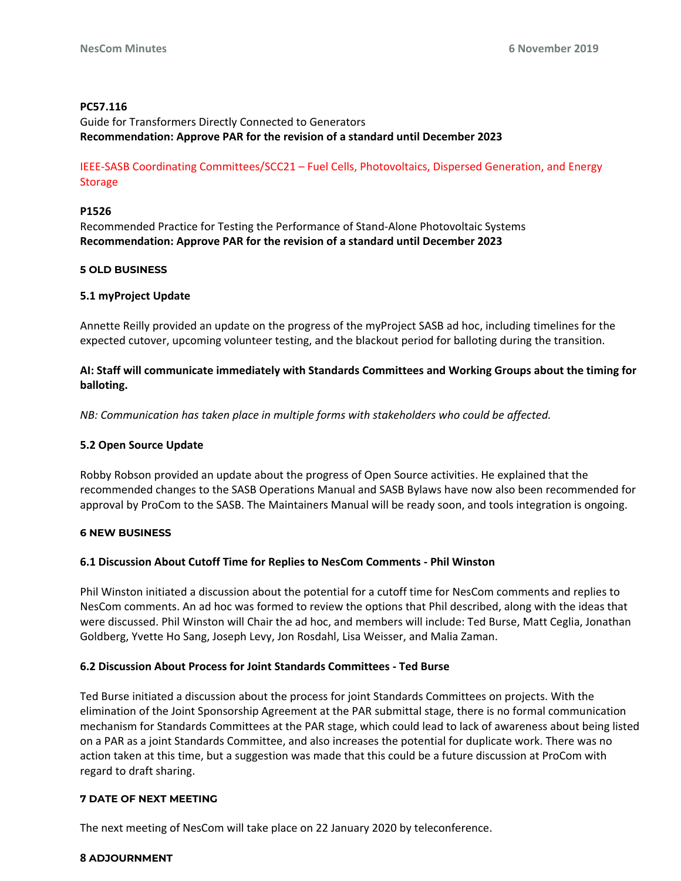**PC57.116**

Guide for Transformers Directly Connected to Generators

**Recommendation: Approve PAR for the revision of a standard until December 2023**

IEEE-SASB Coordinating Committees/SCC21 – Fuel Cells, Photovoltaics, Dispersed Generation, and Energy Storage

**P1526**

Recommended Practice for Testing the Performance of Stand-Alone Photovoltaic Systems

**Recommendation: Approve PAR for the revision of a standard until December 2023**

## 5 OLD BUSINESS

### 5.1 myProject Update

Annette Reilly provided an update on the progress of the myProject SASB ad hoc, including timelines for the expected cutover, upcoming volunteer testing, and the blackout period for balloting during the transition.

**AI: Staff will communicate immediately with Standards Committees and Working Groups about the timing for balloting.**

*NB: Communication has taken place in multiple forms with stakeholders who could be affected.*

### 5.2 Open Source Update

Robby Robson provided an update about the progress of Open Source activities. He explained that the recommended changes to the SASB Operations Manual and SASB Bylaws have now also been recommended for approval by ProCom to the SASB. The Maintainers Manual will be ready soon, and tools integration is ongoing.

## 6 NEW BUSINESS

### 6.1 Discussion About Cutoff Time for Replies to NesCom Comments - Phil Winston

Phil Winston initiated a discussion about the potential for a cutoff time for NesCom comments and replies to NesCom comments. An ad hoc was formed to review the options that Phil described, along with the ideas that were discussed. Phil Winston will Chair the ad hoc, and members will include: Ted Burse, Matt Ceglia, Jonathan Goldberg, Yvette Ho Sang, Joseph Levy, Jon Rosdahl, Lisa Weisser, and Malia Zaman.

### 6.2 Discussion About Process for Joint Standards Committees - Ted Burse

Ted Burse initiated a discussion about the process for joint Standards Committees on projects. With the elimination of the Joint Sponsorship Agreement at the PAR submittal stage, there is no formal communication mechanism for Standards Committees at the PAR stage, which could lead to lack of awareness about being listed on a PAR as a joint Standards Committee, and also increases the potential for duplicate work. There was no action taken at this time, but a suggestion was made that this could be a future discussion at ProCom with regard to draft sharing.

## 7 DATE OF NEXT MEETING

The next meeting of NesCom will take place on 22 January 2020 by teleconference.

## 8 ADJOURNMENT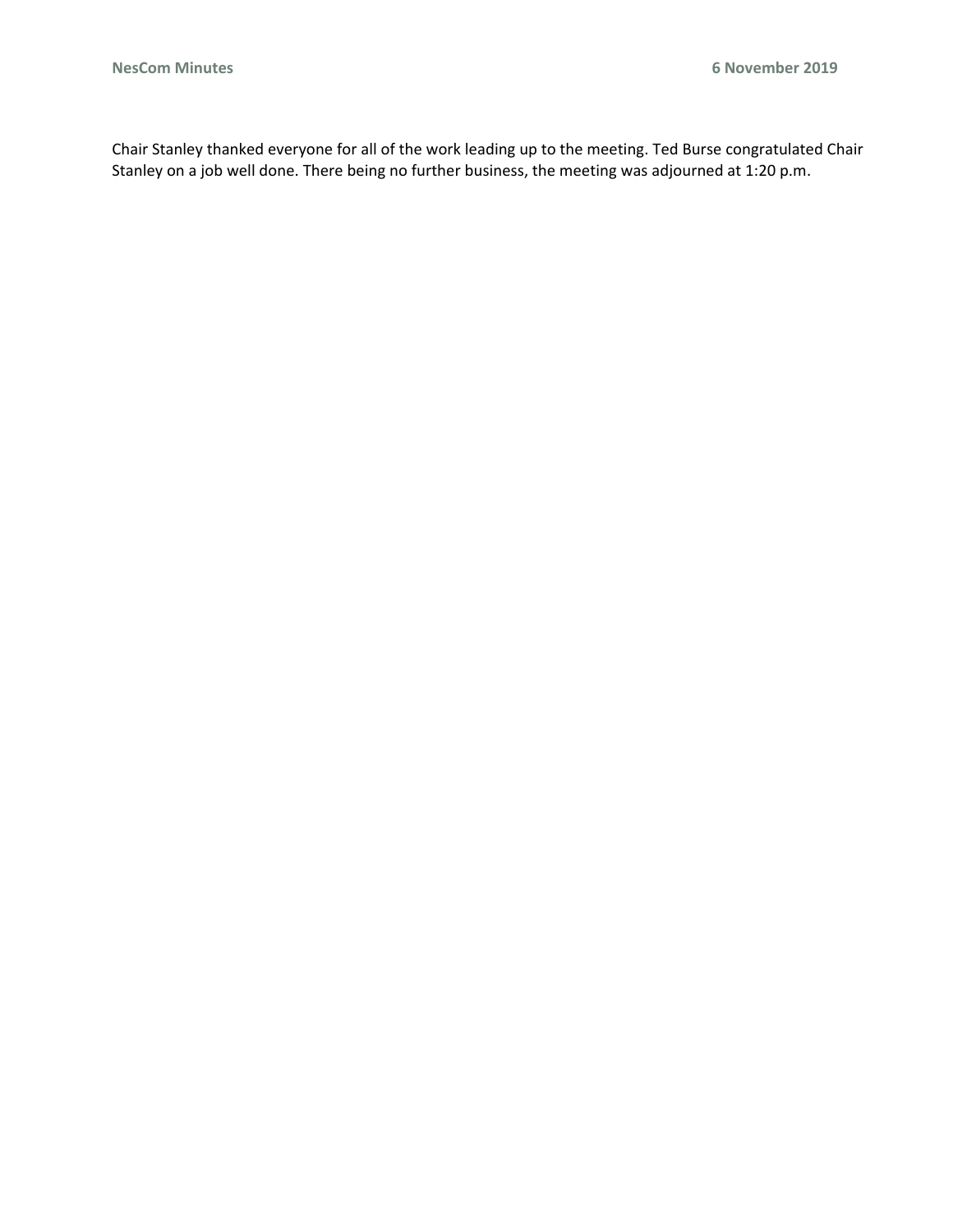Chair Stanley thanked everyone for all of the work leading up to the meeting. Ted Burse congratulated Chair Stanley on a job well done. There being no further business, the meeting was adjourned at 1:20 p.m.